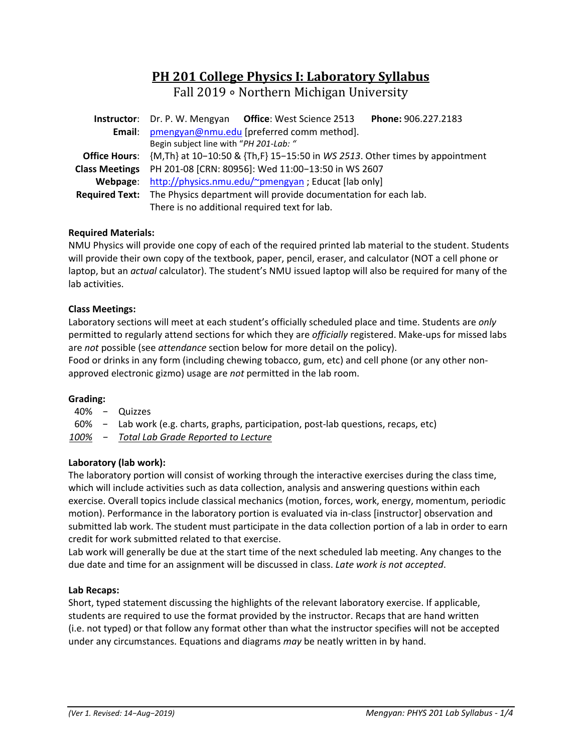# PH 201 College Physics I: Laboratory Syllabus

Fall 2019 ∘ Northern Michigan University

**Instructor**: Dr. P. W. Mengyan **Office**: West Science 2513 **Phone:** 906.227.2183

**Email**: pmengyan@nmu.edu [preferred comm method].
Begin subject line with "*PH 201-Lab:* "

**Office Hours**: {M,Th} at 10−10:50 & {Th,F} 15−15:50 in *WS 2513*. Other times by appointment

**Class Meetings** PH 201-08 [CRN: 80956]: Wed 11:00−13:50 in WS 2607

**Webpage**: http://physics.nmu.edu/~pmengyan ; Educat [lab only]

**Required Text:** The Physics department will provide documentation for each lab. There is no additional required text for lab.

**Required Materials:**

NMU Physics will provide one copy of each of the required printed lab material to the student. Students will provide their own copy of the textbook, paper, pencil, eraser, and calculator (NOT a cell phone or laptop, but an *actual* calculator). The student's NMU issued laptop will also be required for many of the lab activities.

**Class Meetings:**

Laboratory sections will meet at each student's officially scheduled place and time. Students are *only* permitted to regularly attend sections for which they are *officially* registered. Make-ups for missed labs are *not* possible (see *attendance* section below for more detail on the policy).
Food or drinks in any form (including chewing tobacco, gum, etc) and cell phone (or any other non-approved electronic gizmo) usage are *not* permitted in the lab room.

**Grading:**

40% − Quizzes
60% − Lab work (e.g. charts, graphs, participation, post-lab questions, recaps, etc)
*100%* − *Total Lab Grade Reported to Lecture*

**Laboratory (lab work):**

The laboratory portion will consist of working through the interactive exercises during the class time, which will include activities such as data collection, analysis and answering questions within each exercise. Overall topics include classical mechanics (motion, forces, work, energy, momentum, periodic motion). Performance in the laboratory portion is evaluated via in-class [instructor] observation and submitted lab work. The student must participate in the data collection portion of a lab in order to earn credit for work submitted related to that exercise.
Lab work will generally be due at the start time of the next scheduled lab meeting. Any changes to the due date and time for an assignment will be discussed in class. *Late work is not accepted*.

**Lab Recaps:**

Short, typed statement discussing the highlights of the relevant laboratory exercise. If applicable, students are required to use the format provided by the instructor. Recaps that are hand written (i.e. not typed) or that follow any format other than what the instructor specifies will not be accepted under any circumstances. Equations and diagrams *may* be neatly written in by hand.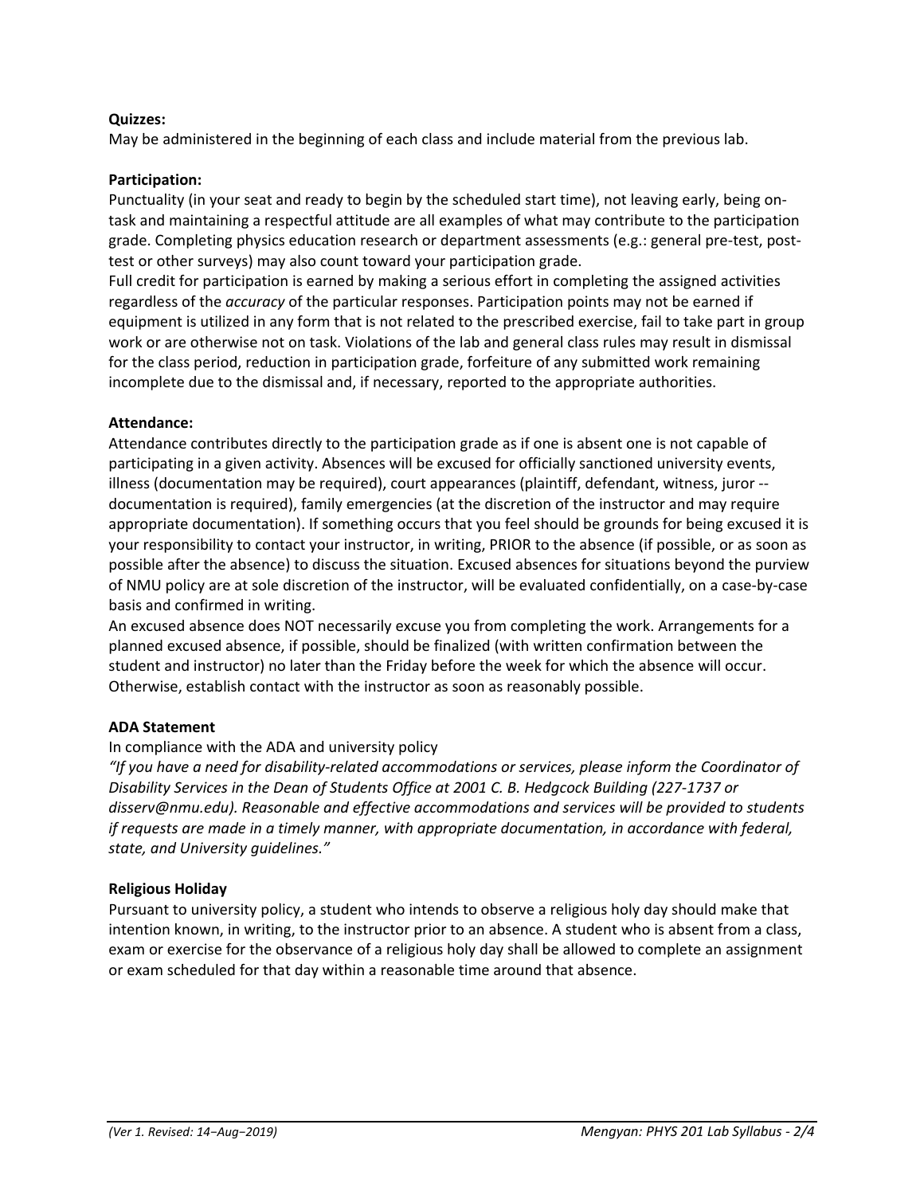**Quizzes:**

May be administered in the beginning of each class and include material from the previous lab.

**Participation:**

Punctuality (in your seat and ready to begin by the scheduled start time), not leaving early, being on-task and maintaining a respectful attitude are all examples of what may contribute to the participation grade. Completing physics education research or department assessments (e.g.: general pre-test, post-test or other surveys) may also count toward your participation grade.

Full credit for participation is earned by making a serious effort in completing the assigned activities regardless of the *accuracy* of the particular responses. Participation points may not be earned if equipment is utilized in any form that is not related to the prescribed exercise, fail to take part in group work or are otherwise not on task. Violations of the lab and general class rules may result in dismissal for the class period, reduction in participation grade, forfeiture of any submitted work remaining incomplete due to the dismissal and, if necessary, reported to the appropriate authorities.

**Attendance:**

Attendance contributes directly to the participation grade as if one is absent one is not capable of participating in a given activity. Absences will be excused for officially sanctioned university events, illness (documentation may be required), court appearances (plaintiff, defendant, witness, juror -- documentation is required), family emergencies (at the discretion of the instructor and may require appropriate documentation). If something occurs that you feel should be grounds for being excused it is your responsibility to contact your instructor, in writing, PRIOR to the absence (if possible, or as soon as possible after the absence) to discuss the situation. Excused absences for situations beyond the purview of NMU policy are at sole discretion of the instructor, will be evaluated confidentially, on a case-by-case basis and confirmed in writing.

An excused absence does NOT necessarily excuse you from completing the work. Arrangements for a planned excused absence, if possible, should be finalized (with written confirmation between the student and instructor) no later than the Friday before the week for which the absence will occur. Otherwise, establish contact with the instructor as soon as reasonably possible.

**ADA Statement**

In compliance with the ADA and university policy

*"If you have a need for disability-related accommodations or services, please inform the Coordinator of Disability Services in the Dean of Students Office at 2001 C. B. Hedgcock Building (227-1737 or disserv@nmu.edu). Reasonable and effective accommodations and services will be provided to students if requests are made in a timely manner, with appropriate documentation, in accordance with federal, state, and University guidelines."*

**Religious Holiday**

Pursuant to university policy, a student who intends to observe a religious holy day should make that intention known, in writing, to the instructor prior to an absence. A student who is absent from a class, exam or exercise for the observance of a religious holy day shall be allowed to complete an assignment or exam scheduled for that day within a reasonable time around that absence.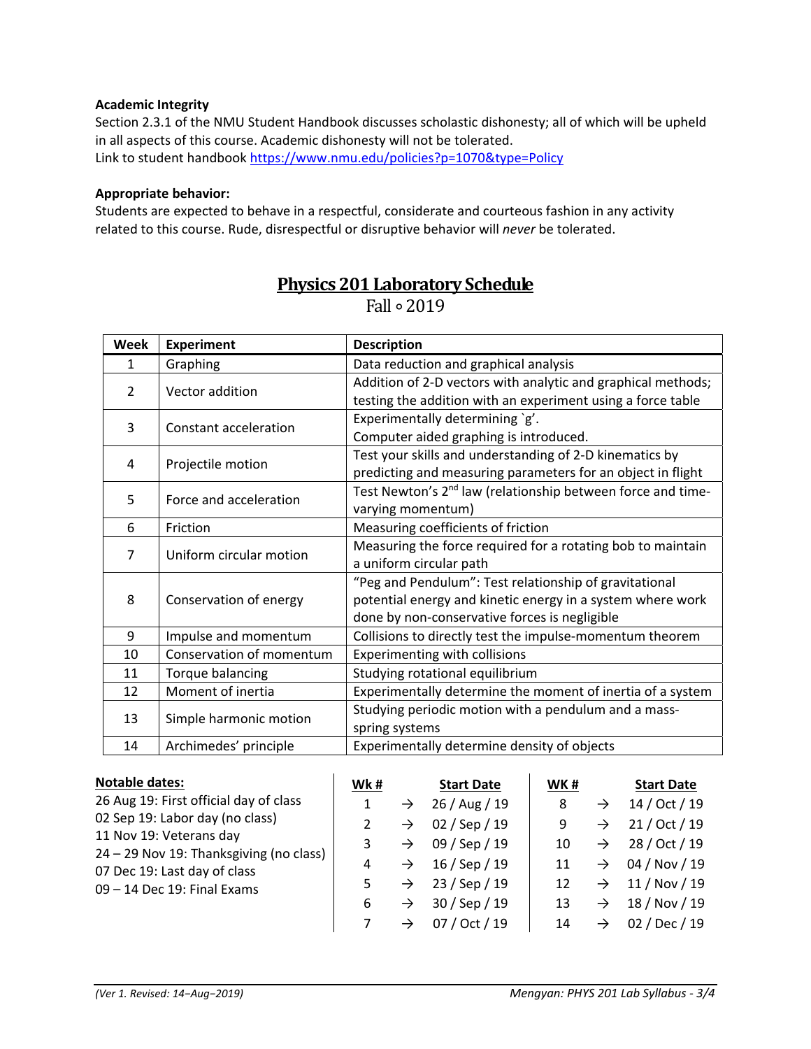**Academic Integrity**
Section 2.3.1 of the NMU Student Handbook discusses scholastic dishonesty; all of which will be upheld in all aspects of this course. Academic dishonesty will not be tolerated.
Link to student handbook https://www.nmu.edu/policies?p=1070&type=Policy

**Appropriate behavior:**
Students are expected to behave in a respectful, considerate and courteous fashion in any activity related to this course. Rude, disrespectful or disruptive behavior will *never* be tolerated.

## Physics 201 Laboratory Schedule

Fall ∘ 2019

| Week | Experiment | Description |
|---|---|---|
| 1 | Graphing | Data reduction and graphical analysis |
| 2 | Vector addition | Addition of 2-D vectors with analytic and graphical methods; testing the addition with an experiment using a force table |
| 3 | Constant acceleration | Experimentally determining `g'. Computer aided graphing is introduced. |
| 4 | Projectile motion | Test your skills and understanding of 2-D kinematics by predicting and measuring parameters for an object in flight |
| 5 | Force and acceleration | Test Newton's 2nd law (relationship between force and time-varying momentum) |
| 6 | Friction | Measuring coefficients of friction |
| 7 | Uniform circular motion | Measuring the force required for a rotating bob to maintain a uniform circular path |
| 8 | Conservation of energy | "Peg and Pendulum": Test relationship of gravitational potential energy and kinetic energy in a system where work done by non-conservative forces is negligible |
| 9 | Impulse and momentum | Collisions to directly test the impulse-momentum theorem |
| 10 | Conservation of momentum | Experimenting with collisions |
| 11 | Torque balancing | Studying rotational equilibrium |
| 12 | Moment of inertia | Experimentally determine the moment of inertia of a system |
| 13 | Simple harmonic motion | Studying periodic motion with a pendulum and a mass-spring systems |
| 14 | Archimedes' principle | Experimentally determine density of objects |

**Notable dates:**
26 Aug 19: First official day of class
02 Sep 19: Labor day (no class)
11 Nov 19: Veterans day
24 – 29 Nov 19: Thanksgiving (no class)
07 Dec 19: Last day of class
09 – 14 Dec 19: Final Exams

| Wk # | | Start Date | WK # | | Start Date |
|---|---|---|---|---|---|
| 1 | → | 26 / Aug / 19 | 8 | → | 14 / Oct / 19 |
| 2 | → | 02 / Sep / 19 | 9 | → | 21 / Oct / 19 |
| 3 | → | 09 / Sep / 19 | 10 | → | 28 / Oct / 19 |
| 4 | → | 16 / Sep / 19 | 11 | → | 04 / Nov / 19 |
| 5 | → | 23 / Sep / 19 | 12 | → | 11 / Nov / 19 |
| 6 | → | 30 / Sep / 19 | 13 | → | 18 / Nov / 19 |
| 7 | → | 07 / Oct / 19 | 14 | → | 02 / Dec / 19 |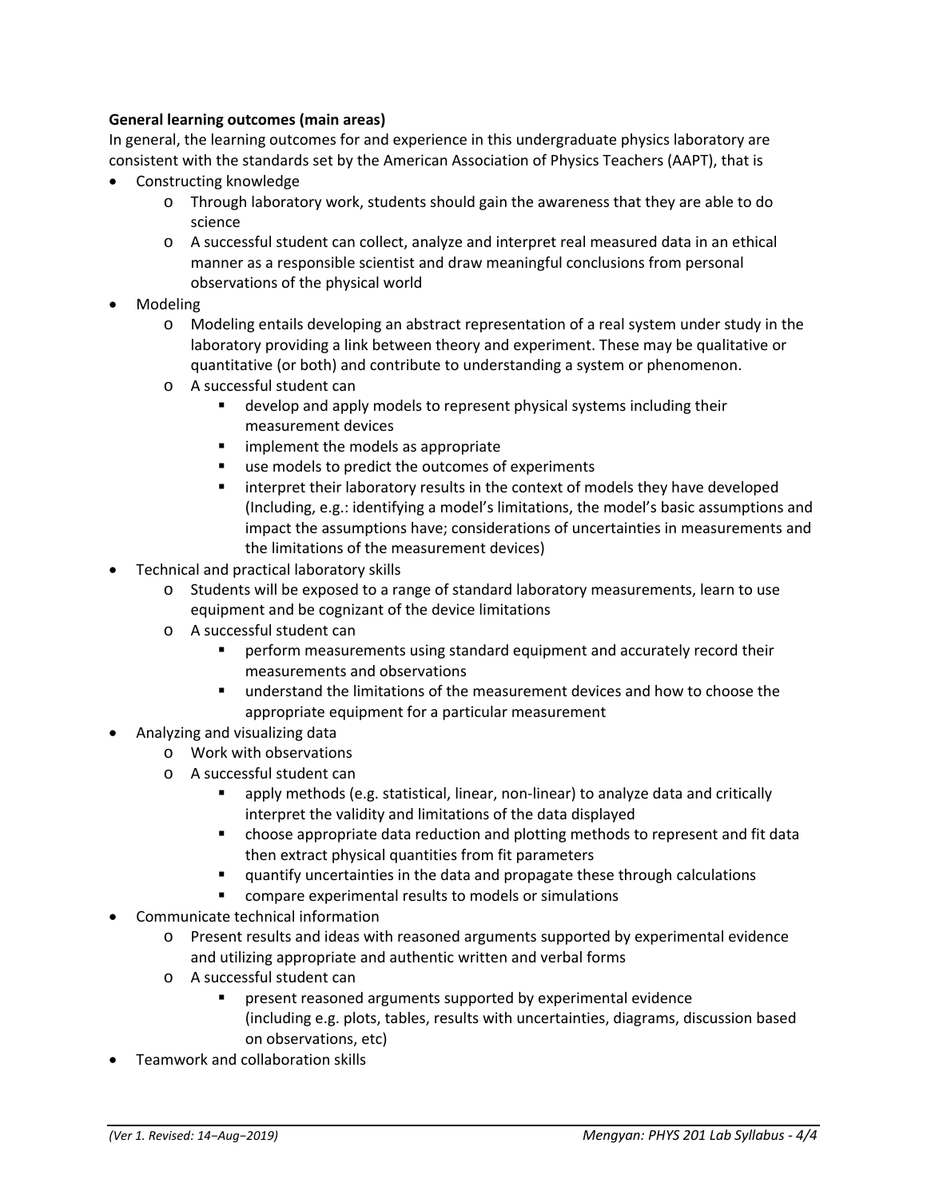**General learning outcomes (main areas)**

In general, the learning outcomes for and experience in this undergraduate physics laboratory are consistent with the standards set by the American Association of Physics Teachers (AAPT), that is

- Constructing knowledge
  - Through laboratory work, students should gain the awareness that they are able to do science
  - A successful student can collect, analyze and interpret real measured data in an ethical manner as a responsible scientist and draw meaningful conclusions from personal observations of the physical world
- Modeling
  - Modeling entails developing an abstract representation of a real system under study in the laboratory providing a link between theory and experiment. These may be qualitative or quantitative (or both) and contribute to understanding a system or phenomenon.
  - A successful student can
    - develop and apply models to represent physical systems including their measurement devices
    - implement the models as appropriate
    - use models to predict the outcomes of experiments
    - interpret their laboratory results in the context of models they have developed (Including, e.g.: identifying a model's limitations, the model's basic assumptions and impact the assumptions have; considerations of uncertainties in measurements and the limitations of the measurement devices)
- Technical and practical laboratory skills
  - Students will be exposed to a range of standard laboratory measurements, learn to use equipment and be cognizant of the device limitations
  - A successful student can
    - perform measurements using standard equipment and accurately record their measurements and observations
    - understand the limitations of the measurement devices and how to choose the appropriate equipment for a particular measurement
- Analyzing and visualizing data
  - Work with observations
  - A successful student can
    - apply methods (e.g. statistical, linear, non-linear) to analyze data and critically interpret the validity and limitations of the data displayed
    - choose appropriate data reduction and plotting methods to represent and fit data then extract physical quantities from fit parameters
    - quantify uncertainties in the data and propagate these through calculations
    - compare experimental results to models or simulations
- Communicate technical information
  - Present results and ideas with reasoned arguments supported by experimental evidence and utilizing appropriate and authentic written and verbal forms
  - A successful student can
    - present reasoned arguments supported by experimental evidence (including e.g. plots, tables, results with uncertainties, diagrams, discussion based on observations, etc)
- Teamwork and collaboration skills